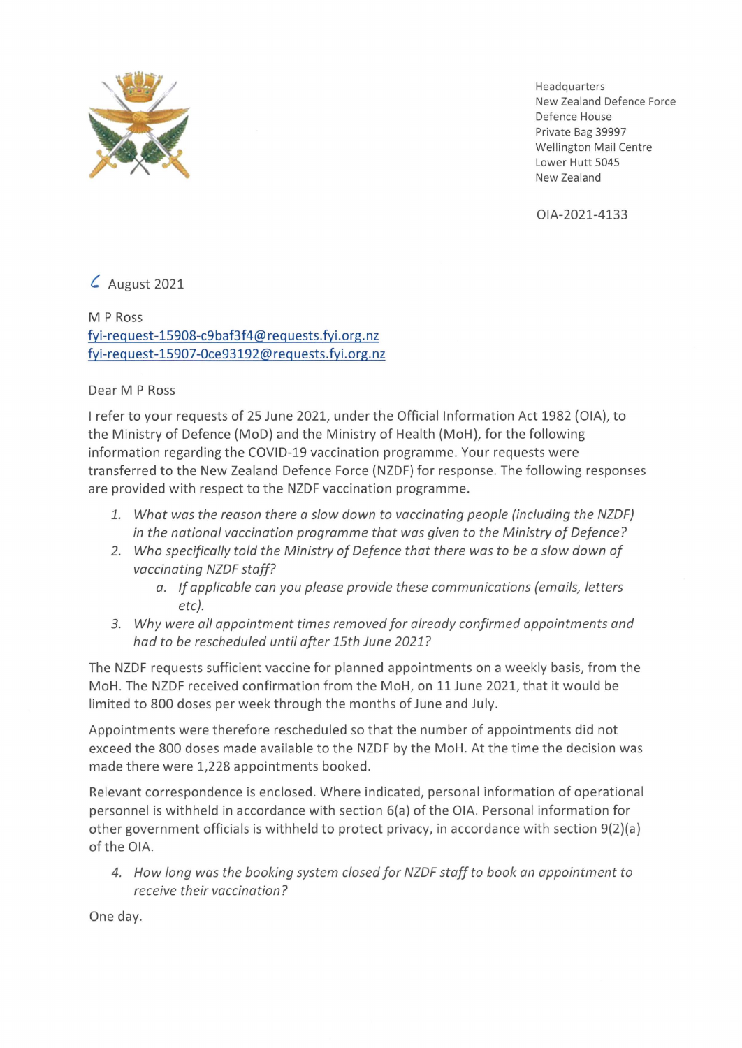Headquarters
New Zealand Defence Force
Defence House
Private Bag 39997
Wellington Mail Centre
Lower Hutt 5045
New Zealand

OIA-2021-4133

6 August 2021

M P Ross
fyi-request-15908-c9baf3f4@requests.fyi.org.nz
fyi-request-15907-0ce93192@requests.fyi.org.nz

Dear M P Ross

I refer to your requests of 25 June 2021, under the Official Information Act 1982 (OIA), to the Ministry of Defence (MoD) and the Ministry of Health (MoH), for the following information regarding the COVID-19 vaccination programme. Your requests were transferred to the New Zealand Defence Force (NZDF) for response. The following responses are provided with respect to the NZDF vaccination programme.

1. *What was the reason there a slow down to vaccinating people (including the NZDF) in the national vaccination programme that was given to the Ministry of Defence?*
2. *Who specifically told the Ministry of Defence that there was to be a slow down of vaccinating NZDF staff?*
    a. *If applicable can you please provide these communications (emails, letters etc).*
3. *Why were all appointment times removed for already confirmed appointments and had to be rescheduled until after 15th June 2021?*

The NZDF requests sufficient vaccine for planned appointments on a weekly basis, from the MoH. The NZDF received confirmation from the MoH, on 11 June 2021, that it would be limited to 800 doses per week through the months of June and July.

Appointments were therefore rescheduled so that the number of appointments did not exceed the 800 doses made available to the NZDF by the MoH. At the time the decision was made there were 1,228 appointments booked.

Relevant correspondence is enclosed. Where indicated, personal information of operational personnel is withheld in accordance with section 6(a) of the OIA. Personal information for other government officials is withheld to protect privacy, in accordance with section 9(2)(a) of the OIA.

4. *How long was the booking system closed for NZDF staff to book an appointment to receive their vaccination?*

One day.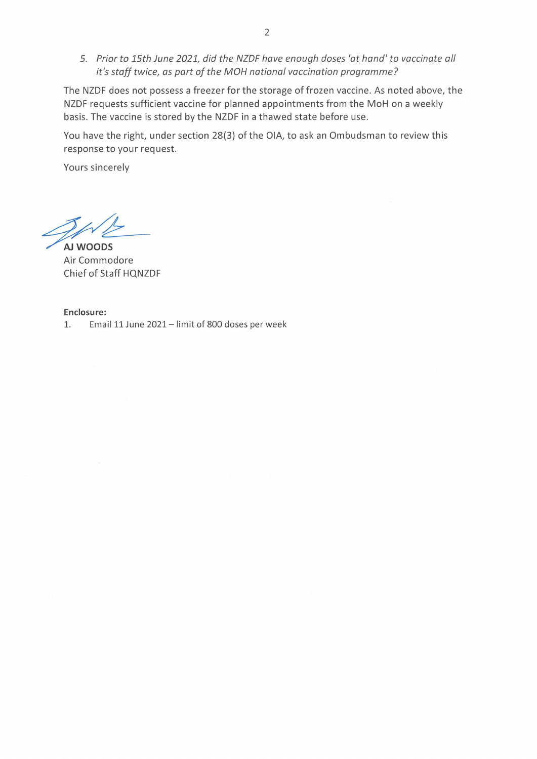5. *Prior to 15th June 2021, did the NZDF have enough doses 'at hand' to vaccinate all it's staff twice, as part of the MOH national vaccination programme?*

The NZDF does not possess a freezer for the storage of frozen vaccine. As noted above, the NZDF requests sufficient vaccine for planned appointments from the MoH on a weekly basis. The vaccine is stored by the NZDF in a thawed state before use.

You have the right, under section 28(3) of the OIA, to ask an Ombudsman to review this response to your request.

Yours sincerely

**AJ WOODS**
Air Commodore
Chief of Staff HQNZDF

**Enclosure:**

1. Email 11 June 2021 – limit of 800 doses per week